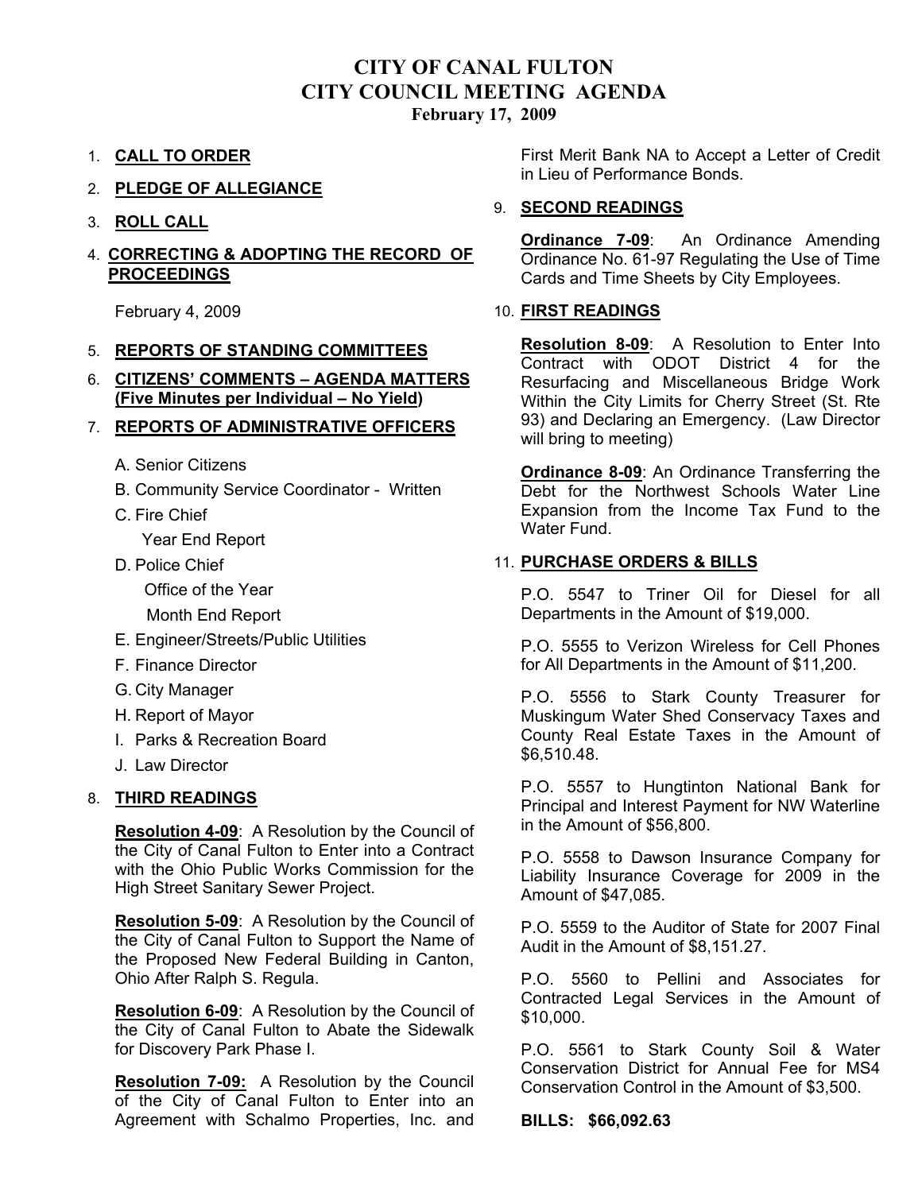# CITY OF CANAL FULTON
# CITY COUNCIL MEETING AGENDA
**February 17, 2009**

1. **CALL TO ORDER**
2. **PLEDGE OF ALLEGIANCE**
3. **ROLL CALL**
4. **CORRECTING & ADOPTING THE RECORD OF PROCEEDINGS**

   February 4, 2009

5. **REPORTS OF STANDING COMMITTEES**
6. **CITIZENS' COMMENTS – AGENDA MATTERS (Five Minutes per Individual – No Yield)**
7. **REPORTS OF ADMINISTRATIVE OFFICERS**

   A. Senior Citizens

   B. Community Service Coordinator - Written

   C. Fire Chief

      Year End Report

   D. Police Chief

      Office of the Year

      Month End Report

   E. Engineer/Streets/Public Utilities

   F. Finance Director

   G. City Manager

   H. Report of Mayor

   I. Parks & Recreation Board

   J. Law Director

8. **THIRD READINGS**

   **Resolution 4-09**: A Resolution by the Council of the City of Canal Fulton to Enter into a Contract with the Ohio Public Works Commission for the High Street Sanitary Sewer Project.

   **Resolution 5-09**: A Resolution by the Council of the City of Canal Fulton to Support the Name of the Proposed New Federal Building in Canton, Ohio After Ralph S. Regula.

   **Resolution 6-09**: A Resolution by the Council of the City of Canal Fulton to Abate the Sidewalk for Discovery Park Phase I.

   **Resolution 7-09:** A Resolution by the Council of the City of Canal Fulton to Enter into an Agreement with Schalmo Properties, Inc. and First Merit Bank NA to Accept a Letter of Credit in Lieu of Performance Bonds.

9. **SECOND READINGS**

   **Ordinance 7-09**: An Ordinance Amending Ordinance No. 61-97 Regulating the Use of Time Cards and Time Sheets by City Employees.

10. **FIRST READINGS**

    **Resolution 8-09**: A Resolution to Enter Into Contract with ODOT District 4 for the Resurfacing and Miscellaneous Bridge Work Within the City Limits for Cherry Street (St. Rte 93) and Declaring an Emergency. (Law Director will bring to meeting)

    **Ordinance 8-09**: An Ordinance Transferring the Debt for the Northwest Schools Water Line Expansion from the Income Tax Fund to the Water Fund.

11. **PURCHASE ORDERS & BILLS**

    P.O. 5547 to Triner Oil for Diesel for all Departments in the Amount of $19,000.

    P.O. 5555 to Verizon Wireless for Cell Phones for All Departments in the Amount of $11,200.

    P.O. 5556 to Stark County Treasurer for Muskingum Water Shed Conservacy Taxes and County Real Estate Taxes in the Amount of $6,510.48.

    P.O. 5557 to Hungtinton National Bank for Principal and Interest Payment for NW Waterline in the Amount of $56,800.

    P.O. 5558 to Dawson Insurance Company for Liability Insurance Coverage for 2009 in the Amount of $47,085.

    P.O. 5559 to the Auditor of State for 2007 Final Audit in the Amount of $8,151.27.

    P.O. 5560 to Pellini and Associates for Contracted Legal Services in the Amount of $10,000.

    P.O. 5561 to Stark County Soil & Water Conservation District for Annual Fee for MS4 Conservation Control in the Amount of $3,500.

    **BILLS: $66,092.63**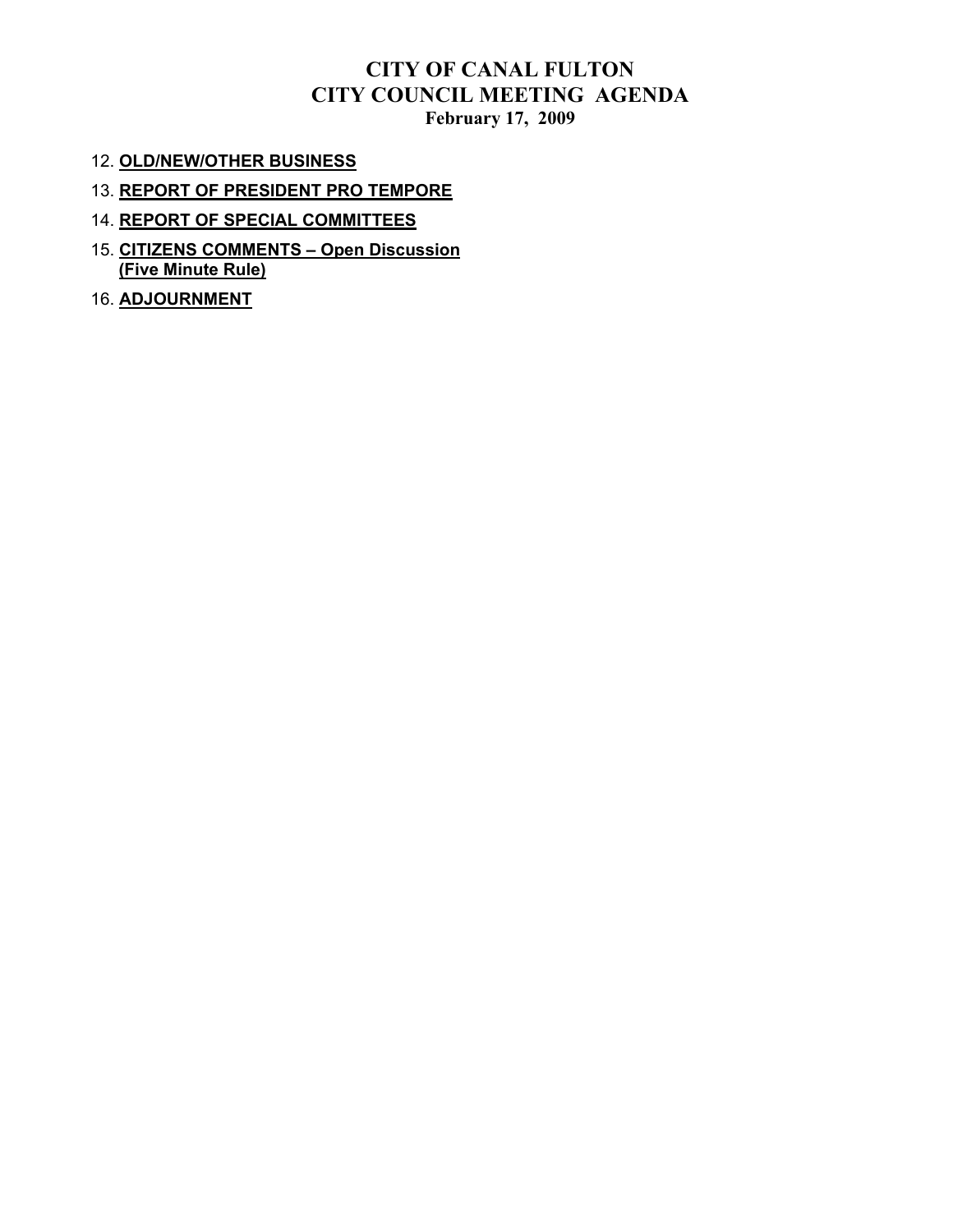# CITY OF CANAL FULTON
# CITY COUNCIL MEETING AGENDA
### February 17, 2009

12. **OLD/NEW/OTHER BUSINESS**
13. **REPORT OF PRESIDENT PRO TEMPORE**
14. **REPORT OF SPECIAL COMMITTEES**
15. **CITIZENS COMMENTS – Open Discussion (Five Minute Rule)**
16. **ADJOURNMENT**